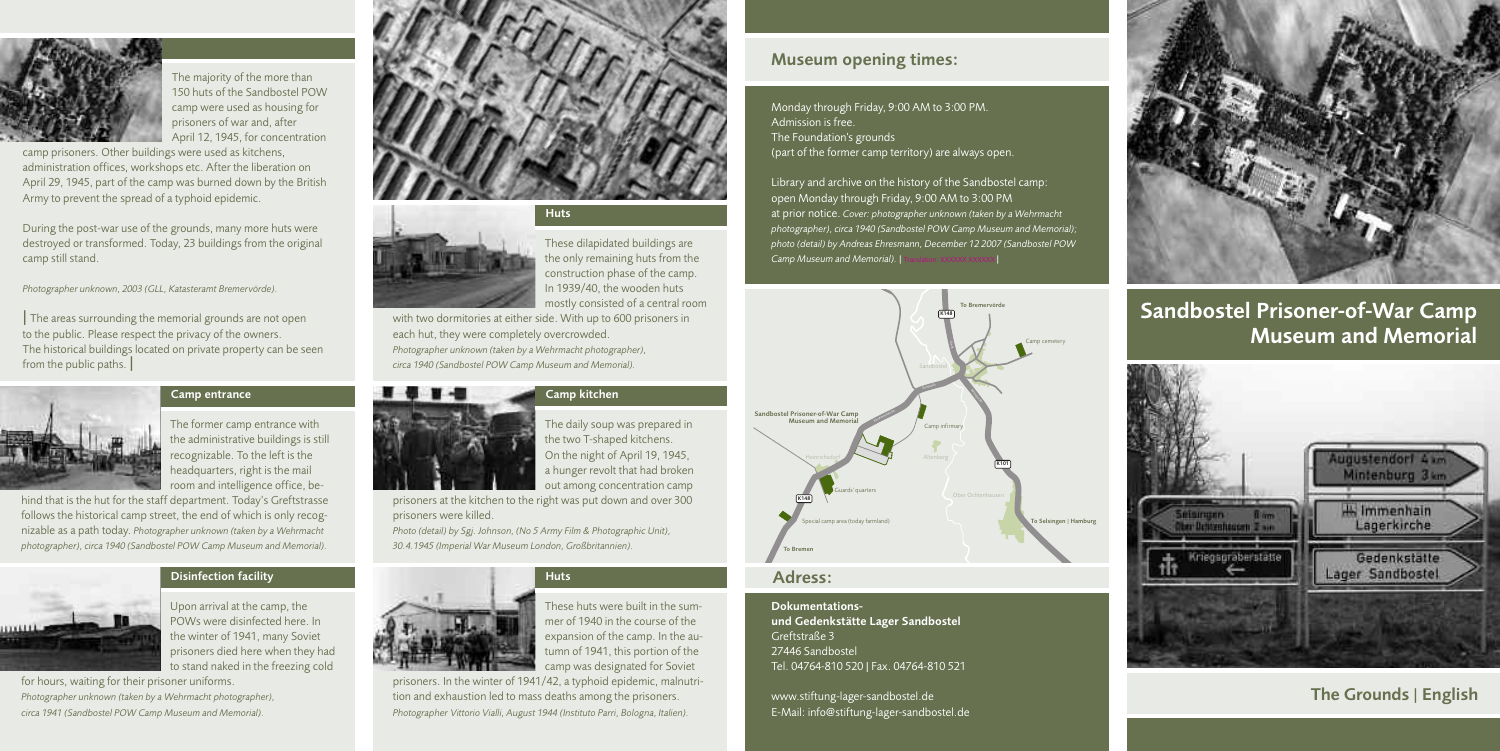The majority of the more than 150 huts of the Sandbostel POW camp were used as housing for prisoners of war and, after April 12, 1945, for concentration camp prisoners. Other buildings were used as kitchens, administration offices, workshops etc. After the liberation on April 29, 1945, part of the camp was burned down by the British Army to prevent the spread of a typhoid epidemic.

During the post-war use of the grounds, many more huts were destroyed or transformed. Today, 23 buildings from the original camp still stand.

*Photographer unknown, 2003 (GLL, Katasteramt Bremervörde).*

| The areas surrounding the memorial grounds are not open to the public. Please respect the privacy of the owners. The historical buildings located on private property can be seen from the public paths. |

## Camp entrance

The former camp entrance with the administrative buildings is still recognizable. To the left is the headquarters, right is the mail room and intelligence office, behind that is the hut for the staff department. Today's Greftstrasse follows the historical camp street, the end of which is only recognizable as a path today. *Photographer unknown (taken by a Wehrmacht photographer), circa 1940 (Sandbostel POW Camp Museum and Memorial).*

## Disinfection facility

Upon arrival at the camp, the POWs were disinfected here. In the winter of 1941, many Soviet prisoners died here when they had to stand naked in the freezing cold for hours, waiting for their prisoner uniforms.

*Photographer unknown (taken by a Wehrmacht photographer), circa 1941 (Sandbostel POW Camp Museum and Memorial).*

## Huts

These dilapidated buildings are the only remaining huts from the construction phase of the camp. In 1939/40, the wooden huts mostly consisted of a central room with two dormitories at either side. With up to 600 prisoners in each hut, they were completely overcrowded.

*Photographer unknown (taken by a Wehrmacht photographer), circa 1940 (Sandbostel POW Camp Museum and Memorial).*

## Camp kitchen

The daily soup was prepared in the two T-shaped kitchens. On the night of April 19, 1945, a hunger revolt that had broken out among concentration camp prisoners at the kitchen to the right was put down and over 300 prisoners were killed.

*Photo (detail) by Sgj. Johnson, (No 5 Army Film & Photographic Unit), 30.4.1945 (Imperial War Museum London, Großbritannien).*

## Huts

These huts were built in the summer of 1940 in the course of the expansion of the camp. In the autumn of 1941, this portion of the camp was designated for Soviet prisoners. In the winter of 1941/42, a typhoid epidemic, malnutrition and exhaustion led to mass deaths among the prisoners.

*Photographer Vittorio Vialli, August 1944 (Instituto Parri, Bologna, Italien).*

## Museum opening times:

Monday through Friday, 9:00 AM to 3:00 PM.
Admission is free.
The Foundation's grounds
(part of the former camp territory) are always open.

Library and archive on the history of the Sandbostel camp:
open Monday through Friday, 9:00 AM to 3:00 PM
at prior notice. *Cover: photographer unknown (taken by a Wehrmacht photographer), circa 1940 (Sandbostel POW Camp Museum and Memorial); photo (detail) by Andreas Ehresmann, December 12 2007 (Sandbostel POW Camp Museum and Memorial).* | Translation: XXXXXX XXXXXX |

To Bremervörde
K148
Camp cemetery
Sandbostel
Sandbostel Prisoner-of-War Camp Museum and Memorial
Camp infirmary
Ehemalsdorf
Altenborg
K101
Guards' quarters
K148
Ober Ochtenhausen
Special camp area (today farmland)
To Selsingen | Hamburg
To Bremen

## Adress:

**Dokumentations- und Gedenkstätte Lager Sandbostel**
Greftstraße 3
27446 Sandbostel
Tel. 04764-810 520 | Fax. 04764-810 521

www.stiftung-lager-sandbostel.de
E-Mail: info@stiftung-lager-sandbostel.de

# Sandbostel Prisoner-of-War Camp Museum and Memorial

Augustendorf 4 km
Mintenburg 3 km
Selsingen 8 km
Ober Ochtenhausen 2 km
Immenhain Lagerkirche
Kriegsgräberstätte
Gedenkstätte Lager Sandbostel

**The Grounds | English**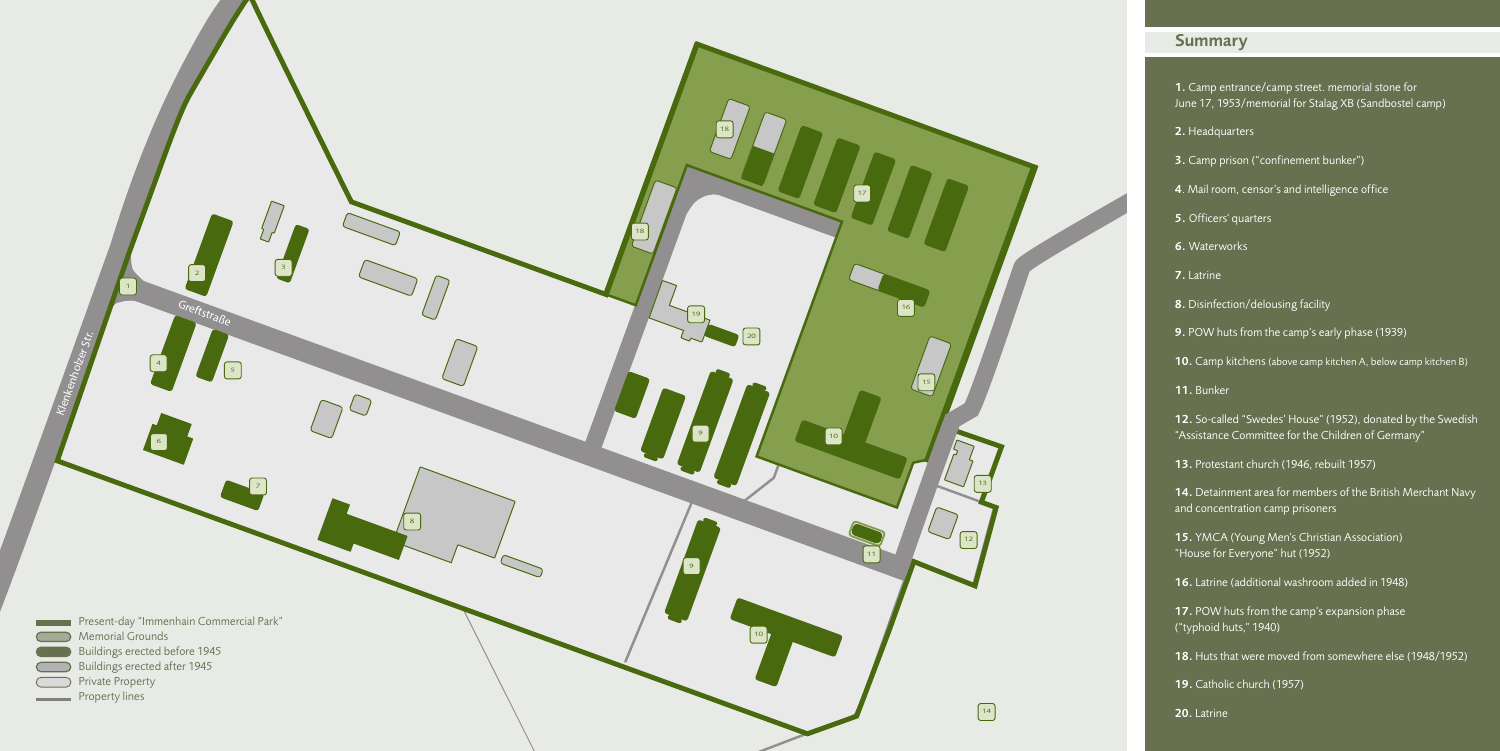Klenkenhofer Str.

Greftstraße

- Present-day "Immenhain Commercial Park"
- Memorial Grounds
- Buildings erected before 1945
- Buildings erected after 1945
- Private Property
- Property lines

## Summary

**1.** Camp entrance/camp street. memorial stone for June 17, 1953/memorial for Stalag XB (Sandbostel camp)

**2.** Headquarters

**3.** Camp prison ("confinement bunker")

**4**. Mail room, censor's and intelligence office

**5.** Officers' quarters

**6.** Waterworks

**7.** Latrine

**8.** Disinfection/delousing facility

**9.** POW huts from the camp's early phase (1939)

**10.** Camp kitchens (above camp kitchen A, below camp kitchen B)

**11.** Bunker

**12.** So-called "Swedes' House" (1952), donated by the Swedish "Assistance Committee for the Children of Germany"

**13.** Protestant church (1946, rebuilt 1957)

**14.** Detainment area for members of the British Merchant Navy and concentration camp prisoners

**15**. YMCA (Young Men's Christian Association) "House for Everyone" hut (1952)

**16.** Latrine (additional washroom added in 1948)

**17.** POW huts from the camp's expansion phase ("typhoid huts," 1940)

**18.** Huts that were moved from somewhere else (1948/1952)

**19.** Catholic church (1957)

**20.** Latrine